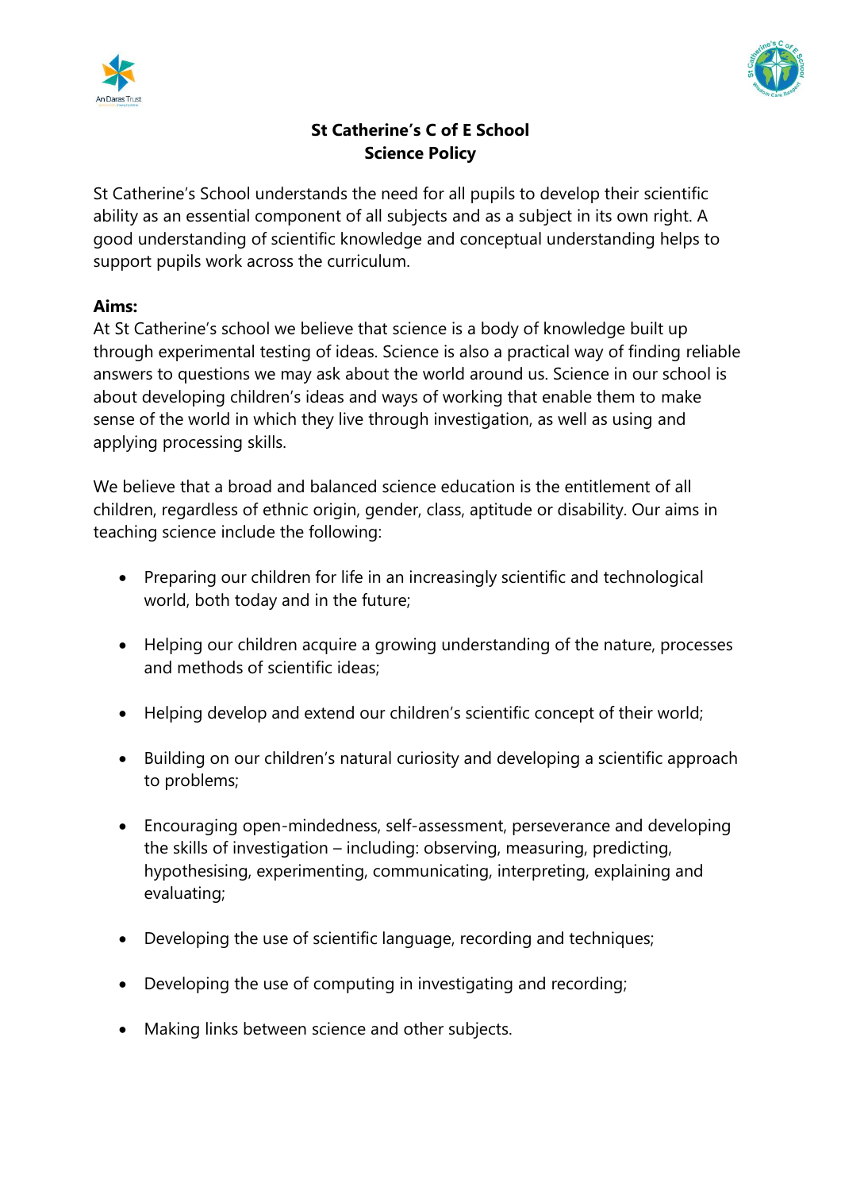# St Catherine's C of E School
## Science Policy

St Catherine's School understands the need for all pupils to develop their scientific ability as an essential component of all subjects and as a subject in its own right. A good understanding of scientific knowledge and conceptual understanding helps to support pupils work across the curriculum.

**Aims:**

At St Catherine's school we believe that science is a body of knowledge built up through experimental testing of ideas. Science is also a practical way of finding reliable answers to questions we may ask about the world around us. Science in our school is about developing children's ideas and ways of working that enable them to make sense of the world in which they live through investigation, as well as using and applying processing skills.

We believe that a broad and balanced science education is the entitlement of all children, regardless of ethnic origin, gender, class, aptitude or disability. Our aims in teaching science include the following:

- Preparing our children for life in an increasingly scientific and technological world, both today and in the future;
- Helping our children acquire a growing understanding of the nature, processes and methods of scientific ideas;
- Helping develop and extend our children's scientific concept of their world;
- Building on our children's natural curiosity and developing a scientific approach to problems;
- Encouraging open-mindedness, self-assessment, perseverance and developing the skills of investigation – including: observing, measuring, predicting, hypothesising, experimenting, communicating, interpreting, explaining and evaluating;
- Developing the use of scientific language, recording and techniques;
- Developing the use of computing in investigating and recording;
- Making links between science and other subjects.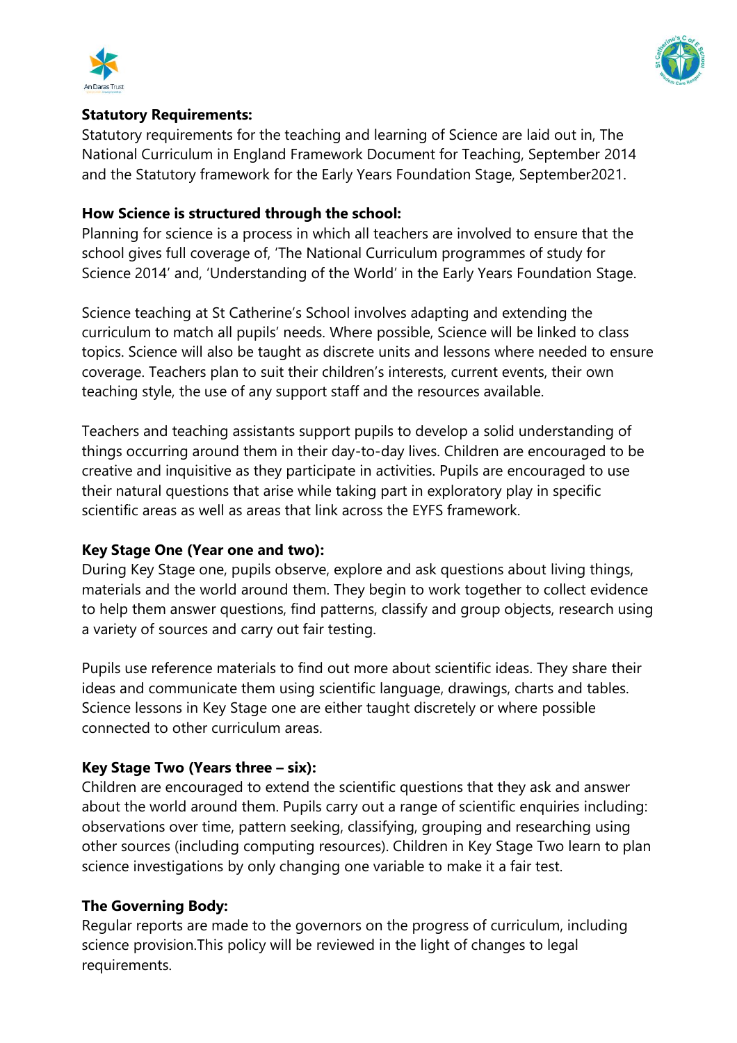**Statutory Requirements:**
Statutory requirements for the teaching and learning of Science are laid out in, The National Curriculum in England Framework Document for Teaching, September 2014 and the Statutory framework for the Early Years Foundation Stage, September2021.

**How Science is structured through the school:**
Planning for science is a process in which all teachers are involved to ensure that the school gives full coverage of, 'The National Curriculum programmes of study for Science 2014' and, 'Understanding of the World' in the Early Years Foundation Stage.

Science teaching at St Catherine's School involves adapting and extending the curriculum to match all pupils' needs. Where possible, Science will be linked to class topics. Science will also be taught as discrete units and lessons where needed to ensure coverage. Teachers plan to suit their children's interests, current events, their own teaching style, the use of any support staff and the resources available.

Teachers and teaching assistants support pupils to develop a solid understanding of things occurring around them in their day-to-day lives. Children are encouraged to be creative and inquisitive as they participate in activities. Pupils are encouraged to use their natural questions that arise while taking part in exploratory play in specific scientific areas as well as areas that link across the EYFS framework.

**Key Stage One (Year one and two):**
During Key Stage one, pupils observe, explore and ask questions about living things, materials and the world around them. They begin to work together to collect evidence to help them answer questions, find patterns, classify and group objects, research using a variety of sources and carry out fair testing.

Pupils use reference materials to find out more about scientific ideas. They share their ideas and communicate them using scientific language, drawings, charts and tables. Science lessons in Key Stage one are either taught discretely or where possible connected to other curriculum areas.

**Key Stage Two (Years three – six):**
Children are encouraged to extend the scientific questions that they ask and answer about the world around them. Pupils carry out a range of scientific enquiries including: observations over time, pattern seeking, classifying, grouping and researching using other sources (including computing resources). Children in Key Stage Two learn to plan science investigations by only changing one variable to make it a fair test.

**The Governing Body:**
Regular reports are made to the governors on the progress of curriculum, including science provision.This policy will be reviewed in the light of changes to legal requirements.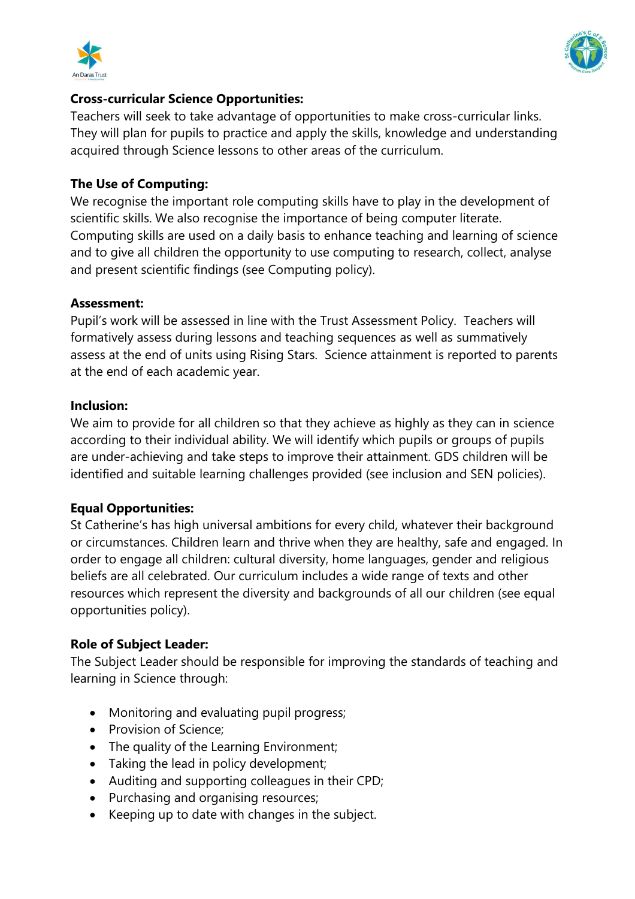**Cross-curricular Science Opportunities:**
Teachers will seek to take advantage of opportunities to make cross-curricular links. They will plan for pupils to practice and apply the skills, knowledge and understanding acquired through Science lessons to other areas of the curriculum.

**The Use of Computing:**
We recognise the important role computing skills have to play in the development of scientific skills. We also recognise the importance of being computer literate. Computing skills are used on a daily basis to enhance teaching and learning of science and to give all children the opportunity to use computing to research, collect, analyse and present scientific findings (see Computing policy).

**Assessment:**
Pupil's work will be assessed in line with the Trust Assessment Policy. Teachers will formatively assess during lessons and teaching sequences as well as summatively assess at the end of units using Rising Stars. Science attainment is reported to parents at the end of each academic year.

**Inclusion:**
We aim to provide for all children so that they achieve as highly as they can in science according to their individual ability. We will identify which pupils or groups of pupils are under-achieving and take steps to improve their attainment. GDS children will be identified and suitable learning challenges provided (see inclusion and SEN policies).

**Equal Opportunities:**
St Catherine's has high universal ambitions for every child, whatever their background or circumstances. Children learn and thrive when they are healthy, safe and engaged. In order to engage all children: cultural diversity, home languages, gender and religious beliefs are all celebrated. Our curriculum includes a wide range of texts and other resources which represent the diversity and backgrounds of all our children (see equal opportunities policy).

**Role of Subject Leader:**
The Subject Leader should be responsible for improving the standards of teaching and learning in Science through:

- Monitoring and evaluating pupil progress;
- Provision of Science;
- The quality of the Learning Environment;
- Taking the lead in policy development;
- Auditing and supporting colleagues in their CPD;
- Purchasing and organising resources;
- Keeping up to date with changes in the subject.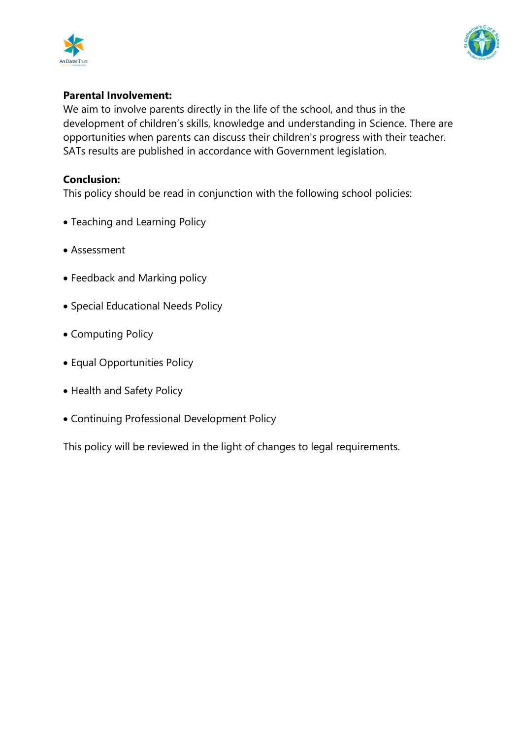**Parental Involvement:**
We aim to involve parents directly in the life of the school, and thus in the development of children's skills, knowledge and understanding in Science. There are opportunities when parents can discuss their children's progress with their teacher. SATs results are published in accordance with Government legislation.

**Conclusion:**
This policy should be read in conjunction with the following school policies:

- Teaching and Learning Policy
- Assessment
- Feedback and Marking policy
- Special Educational Needs Policy
- Computing Policy
- Equal Opportunities Policy
- Health and Safety Policy
- Continuing Professional Development Policy

This policy will be reviewed in the light of changes to legal requirements.